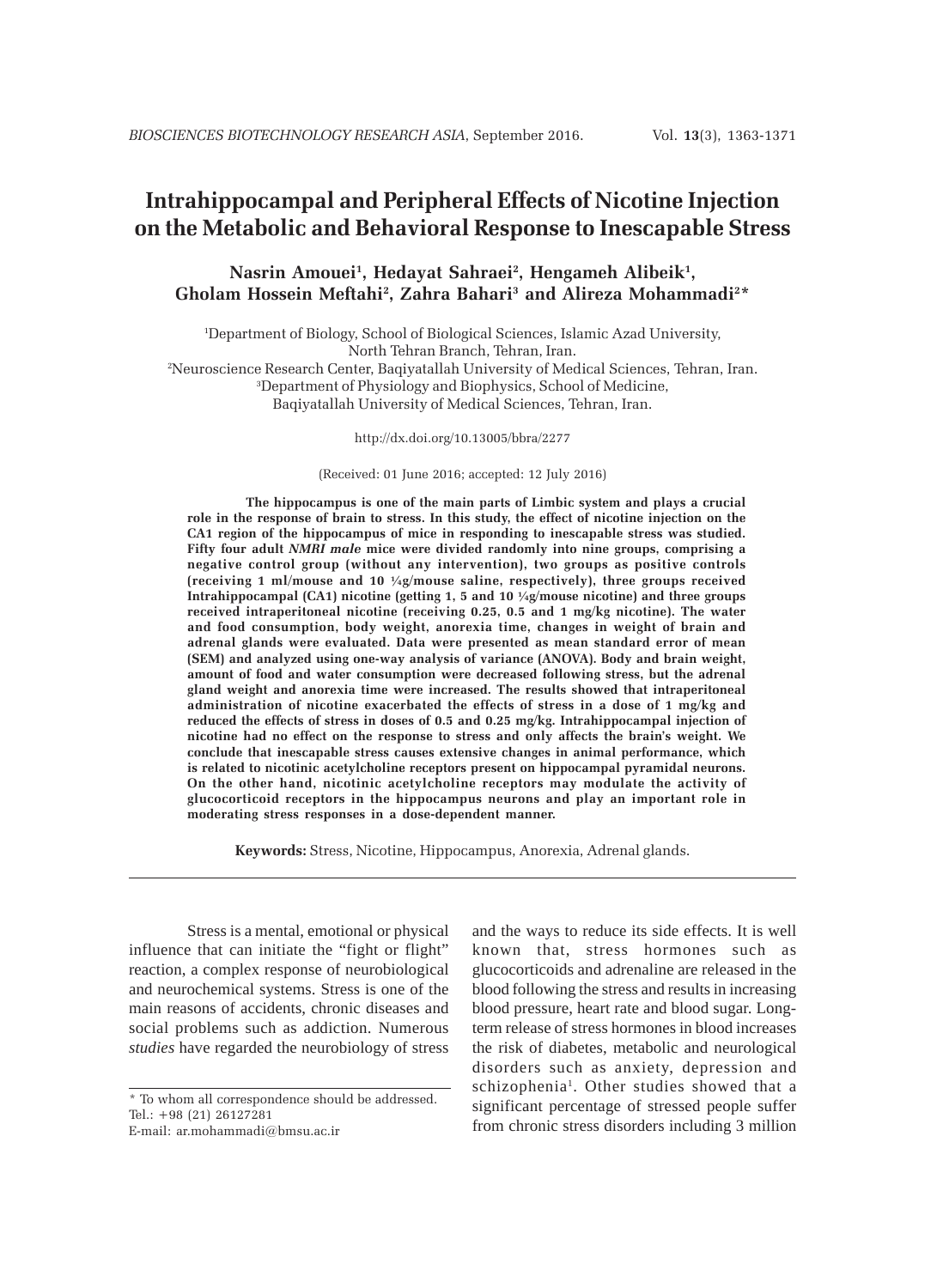# Intrahippocampal and Peripheral Effects of Nicotine Injection on the Metabolic and Behavioral Response to Inescapable Stress

**Nasrin Amouei[1], Hedayat Sahraei[2], Hengameh Alibeik[1], Gholam Hossein Meftahi[2], Zahra Bahari[3] and Alireza Mohammadi[2]***

[1]Department of Biology, School of Biological Sciences, Islamic Azad University, North Tehran Branch, Tehran, Iran.
[2]Neuroscience Research Center, Baqiyatallah University of Medical Sciences, Tehran, Iran.
[3]Department of Physiology and Biophysics, School of Medicine, Baqiyatallah University of Medical Sciences, Tehran, Iran.

http://dx.doi.org/10.13005/bbra/2277

(Received: 01 June 2016; accepted: 12 July 2016)

**The hippocampus is one of the main parts of Limbic system and plays a crucial role in the response of brain to stress. In this study, the effect of nicotine injection on the CA1 region of the hippocampus of mice in responding to inescapable stress was studied. Fifty four adult *NMRI male* mice were divided randomly into nine groups, comprising a negative control group (without any intervention), two groups as positive controls (receiving 1 ml/mouse and 10 ¼g/mouse saline, respectively), three groups received Intrahippocampal (CA1) nicotine (getting 1, 5 and 10 ¼g/mouse nicotine) and three groups received intraperitoneal nicotine (receiving 0.25, 0.5 and 1 mg/kg nicotine). The water and food consumption, body weight, anorexia time, changes in weight of brain and adrenal glands were evaluated. Data were presented as mean standard error of mean (SEM) and analyzed using one-way analysis of variance (ANOVA). Body and brain weight, amount of food and water consumption were decreased following stress, but the adrenal gland weight and anorexia time were increased. The results showed that intraperitoneal administration of nicotine exacerbated the effects of stress in a dose of 1 mg/kg and reduced the effects of stress in doses of 0.5 and 0.25 mg/kg. Intrahippocampal injection of nicotine had no effect on the response to stress and only affects the brain's weight. We conclude that inescapable stress causes extensive changes in animal performance, which is related to nicotinic acetylcholine receptors present on hippocampal pyramidal neurons. On the other hand, nicotinic acetylcholine receptors may modulate the activity of glucocorticoid receptors in the hippocampus neurons and play an important role in moderating stress responses in a dose-dependent manner.**

**Keywords:** Stress, Nicotine, Hippocampus, Anorexia, Adrenal glands.

---

Stress is a mental, emotional or physical influence that can initiate the "fight or flight" reaction, a complex response of neurobiological and neurochemical systems. Stress is one of the main reasons of accidents, chronic diseases and social problems such as addiction. Numerous *studies* have regarded the neurobiology of stress and the ways to reduce its side effects. It is well known that, stress hormones such as glucocorticoids and adrenaline are released in the blood following the stress and results in increasing blood pressure, heart rate and blood sugar. Long-term release of stress hormones in blood increases the risk of diabetes, metabolic and neurological disorders such as anxiety, depression and schizophenia[1]. Other studies showed that a significant percentage of stressed people suffer from chronic stress disorders including 3 million

---

* To whom all correspondence should be addressed.
Tel.: +98 (21) 26127281
E-mail: ar.mohammadi@bmsu.ac.ir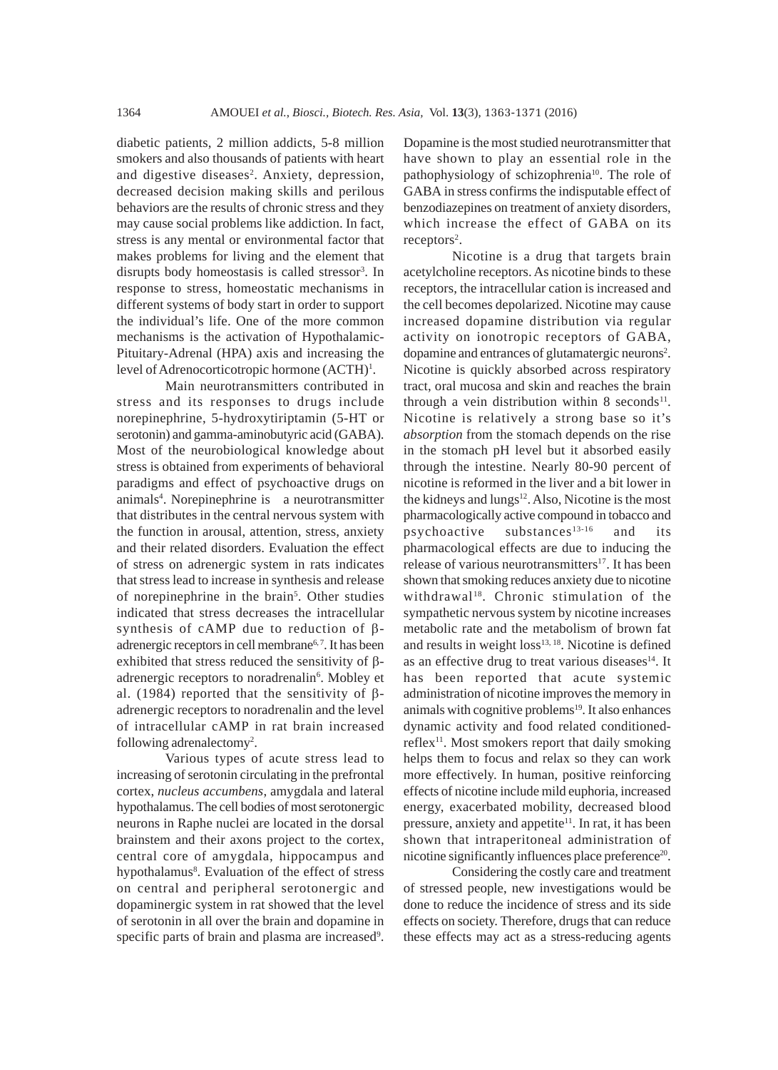diabetic patients, 2 million addicts, 5-8 million smokers and also thousands of patients with heart and digestive diseases[2]. Anxiety, depression, decreased decision making skills and perilous behaviors are the results of chronic stress and they may cause social problems like addiction. In fact, stress is any mental or environmental factor that makes problems for living and the element that disrupts body homeostasis is called stressor[3]. In response to stress, homeostatic mechanisms in different systems of body start in order to support the individual's life. One of the more common mechanisms is the activation of Hypothalamic-Pituitary-Adrenal (HPA) axis and increasing the level of Adrenocorticotropic hormone (ACTH)[1].

Main neurotransmitters contributed in stress and its responses to drugs include norepinephrine, 5-hydroxytiriptamin (5-HT or serotonin) and gamma-aminobutyric acid (GABA). Most of the neurobiological knowledge about stress is obtained from experiments of behavioral paradigms and effect of psychoactive drugs on animals[4]. Norepinephrine is a neurotransmitter that distributes in the central nervous system with the function in arousal, attention, stress, anxiety and their related disorders. Evaluation the effect of stress on adrenergic system in rats indicates that stress lead to increase in synthesis and release of norepinephrine in the brain[5]. Other studies indicated that stress decreases the intracellular synthesis of cAMP due to reduction of β-adrenergic receptors in cell membrane[6,7]. It has been exhibited that stress reduced the sensitivity of β-adrenergic receptors to noradrenalin[6]. Mobley et al. (1984) reported that the sensitivity of β-adrenergic receptors to noradrenalin and the level of intracellular cAMP in rat brain increased following adrenalectomy[2].

Various types of acute stress lead to increasing of serotonin circulating in the prefrontal cortex, *nucleus accumbens*, amygdala and lateral hypothalamus. The cell bodies of most serotonergic neurons in Raphe nuclei are located in the dorsal brainstem and their axons project to the cortex, central core of amygdala, hippocampus and hypothalamus[8]. Evaluation of the effect of stress on central and peripheral serotonergic and dopaminergic system in rat showed that the level of serotonin in all over the brain and dopamine in specific parts of brain and plasma are increased[9]. Dopamine is the most studied neurotransmitter that have shown to play an essential role in the pathophysiology of schizophrenia[10]. The role of GABA in stress confirms the indisputable effect of benzodiazepines on treatment of anxiety disorders, which increase the effect of GABA on its receptors[2].

Nicotine is a drug that targets brain acetylcholine receptors. As nicotine binds to these receptors, the intracellular cation is increased and the cell becomes depolarized. Nicotine may cause increased dopamine distribution via regular activity on ionotropic receptors of GABA, dopamine and entrances of glutamatergic neurons[2]. Nicotine is quickly absorbed across respiratory tract, oral mucosa and skin and reaches the brain through a vein distribution within 8 seconds[11]. Nicotine is relatively a strong base so it's *absorption* from the stomach depends on the rise in the stomach pH level but it absorbed easily through the intestine. Nearly 80-90 percent of nicotine is reformed in the liver and a bit lower in the kidneys and lungs[12]. Also, Nicotine is the most pharmacologically active compound in tobacco and psychoactive substances[13-16] and its pharmacological effects are due to inducing the release of various neurotransmitters[17]. It has been shown that smoking reduces anxiety due to nicotine withdrawal[18]. Chronic stimulation of the sympathetic nervous system by nicotine increases metabolic rate and the metabolism of brown fat and results in weight loss[13,18]. Nicotine is defined as an effective drug to treat various diseases[14]. It has been reported that acute systemic administration of nicotine improves the memory in animals with cognitive problems[19]. It also enhances dynamic activity and food related conditioned-reflex[11]. Most smokers report that daily smoking helps them to focus and relax so they can work more effectively. In human, positive reinforcing effects of nicotine include mild euphoria, increased energy, exacerbated mobility, decreased blood pressure, anxiety and appetite[11]. In rat, it has been shown that intraperitoneal administration of nicotine significantly influences place preference[20].

Considering the costly care and treatment of stressed people, new investigations would be done to reduce the incidence of stress and its side effects on society. Therefore, drugs that can reduce these effects may act as a stress-reducing agents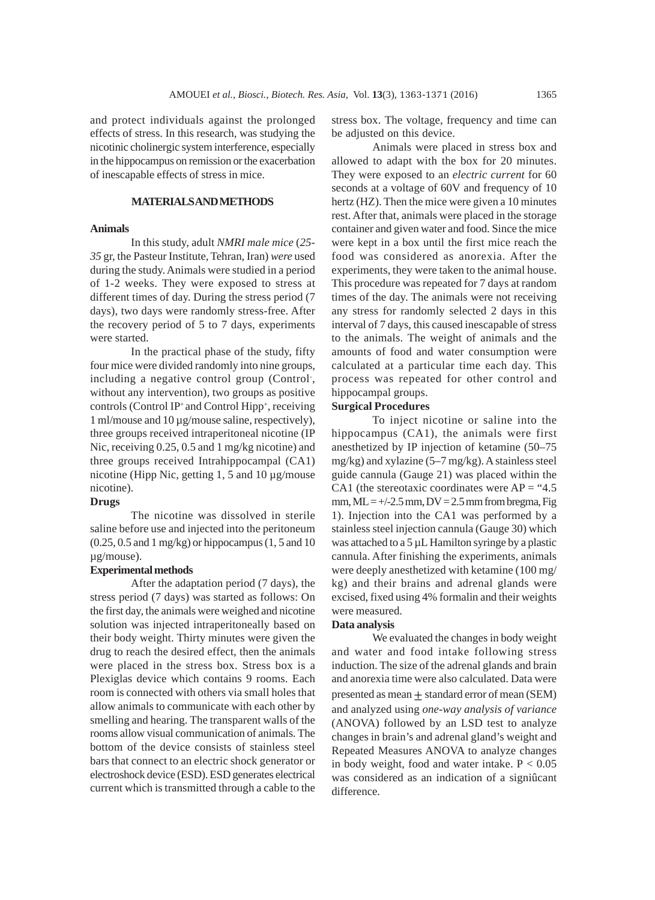and protect individuals against the prolonged effects of stress. In this research, was studying the nicotinic cholinergic system interference, especially in the hippocampus on remission or the exacerbation of inescapable effects of stress in mice.

## MATERIALS AND METHODS

### Animals

In this study, adult *NMRI male mice* (*25-35* gr, the Pasteur Institute, Tehran, Iran) *were* used during the study. Animals were studied in a period of 1-2 weeks. They were exposed to stress at different times of day. During the stress period (7 days), two days were randomly stress-free. After the recovery period of 5 to 7 days, experiments were started.

In the practical phase of the study, fifty four mice were divided randomly into nine groups, including a negative control group (Control$^-$, without any intervention), two groups as positive controls (Control IP$^+$ and Control Hipp$^+$, receiving 1 ml/mouse and 10 µg/mouse saline, respectively), three groups received intraperitoneal nicotine (IP Nic, receiving 0.25, 0.5 and 1 mg/kg nicotine) and three groups received Intrahippocampal (CA1) nicotine (Hipp Nic, getting 1, 5 and 10 µg/mouse nicotine).

### Drugs

The nicotine was dissolved in sterile saline before use and injected into the peritoneum (0.25, 0.5 and 1 mg/kg) or hippocampus (1, 5 and 10 µg/mouse).

### Experimental methods

After the adaptation period (7 days), the stress period (7 days) was started as follows: On the first day, the animals were weighed and nicotine solution was injected intraperitoneally based on their body weight. Thirty minutes were given the drug to reach the desired effect, then the animals were placed in the stress box. Stress box is a Plexiglas device which contains 9 rooms. Each room is connected with others via small holes that allow animals to communicate with each other by smelling and hearing. The transparent walls of the rooms allow visual communication of animals. The bottom of the device consists of stainless steel bars that connect to an electric shock generator or electroshock device (ESD). ESD generates electrical current which is transmitted through a cable to the stress box. The voltage, frequency and time can be adjusted on this device.

Animals were placed in stress box and allowed to adapt with the box for 20 minutes. They were exposed to an *electric current* for 60 seconds at a voltage of 60V and frequency of 10 hertz (HZ). Then the mice were given a 10 minutes rest. After that, animals were placed in the storage container and given water and food. Since the mice were kept in a box until the first mice reach the food was considered as anorexia. After the experiments, they were taken to the animal house. This procedure was repeated for 7 days at random times of the day. The animals were not receiving any stress for randomly selected 2 days in this interval of 7 days, this caused inescapable of stress to the animals. The weight of animals and the amounts of food and water consumption were calculated at a particular time each day. This process was repeated for other control and hippocampal groups.

### Surgical Procedures

To inject nicotine or saline into the hippocampus (CA1), the animals were first anesthetized by IP injection of ketamine (50–75 mg/kg) and xylazine (5–7 mg/kg). A stainless steel guide cannula (Gauge 21) was placed within the CA1 (the stereotaxic coordinates were AP = "4.5 mm, ML = +/-2.5 mm, DV = 2.5 mm from bregma, Fig 1). Injection into the CA1 was performed by a stainless steel injection cannula (Gauge 30) which was attached to a 5 µL Hamilton syringe by a plastic cannula. After finishing the experiments, animals were deeply anesthetized with ketamine (100 mg/kg) and their brains and adrenal glands were excised, fixed using 4% formalin and their weights were measured.

### Data analysis

We evaluated the changes in body weight and water and food intake following stress induction. The size of the adrenal glands and brain and anorexia time were also calculated. Data were presented as mean $\pm$ standard error of mean (SEM) and analyzed using *one-way analysis of variance* (ANOVA) followed by an LSD test to analyze changes in brain's and adrenal gland's weight and Repeated Measures ANOVA to analyze changes in body weight, food and water intake. $P < 0.05$ was considered as an indication of a signiûcant difference.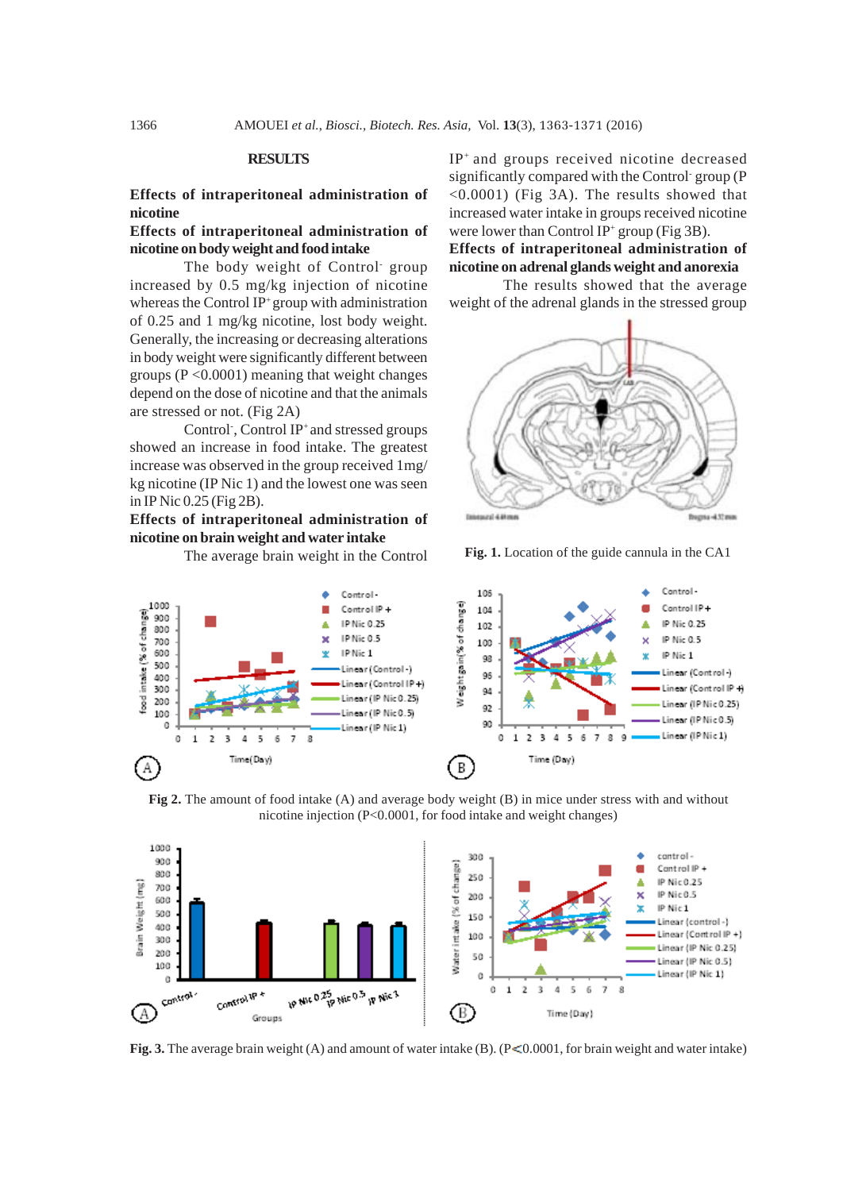## RESULTS

### Effects of intraperitoneal administration of nicotine

#### Effects of intraperitoneal administration of nicotine on body weight and food intake

The body weight of Control$^-$ group increased by 0.5 mg/kg injection of nicotine whereas the Control IP$^+$ group with administration of 0.25 and 1 mg/kg nicotine, lost body weight. Generally, the increasing or decreasing alterations in body weight were significantly different between groups (P <0.0001) meaning that weight changes depend on the dose of nicotine and that the animals are stressed or not. (Fig 2A)

Control$^-$, Control IP$^+$ and stressed groups showed an increase in food intake. The greatest increase was observed in the group received 1mg/kg nicotine (IP Nic 1) and the lowest one was seen in IP Nic 0.25 (Fig 2B).

#### Effects of intraperitoneal administration of nicotine on brain weight and water intake

The average brain weight in the Control IP$^+$ and groups received nicotine decreased significantly compared with the Control$^-$ group (P <0.0001) (Fig 3A). The results showed that increased water intake in groups received nicotine were lower than Control IP$^+$ group (Fig 3B).

#### Effects of intraperitoneal administration of nicotine on adrenal glands weight and anorexia

The results showed that the average weight of the adrenal glands in the stressed group

**Fig. 1.** Location of the guide cannula in the CA1

**Fig 2.** The amount of food intake (A) and average body weight (B) in mice under stress with and without nicotine injection (P<0.0001, for food intake and weight changes)

**Fig. 3.** The average brain weight (A) and amount of water intake (B). (P<0.0001, for brain weight and water intake)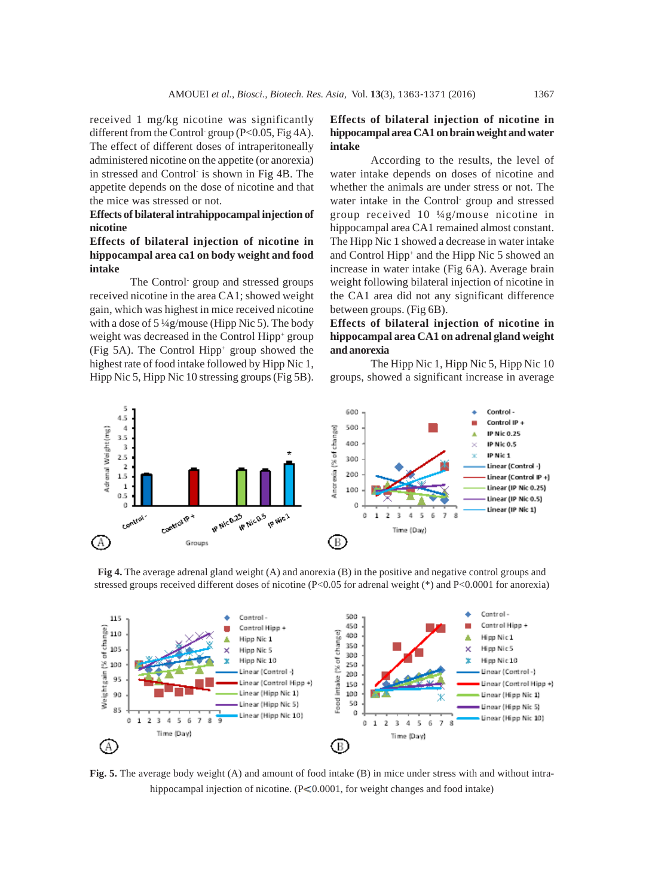received 1 mg/kg nicotine was significantly different from the Control- group (P<0.05, Fig 4A). The effect of different doses of intraperitoneally administered nicotine on the appetite (or anorexia) in stressed and Control- is shown in Fig 4B. The appetite depends on the dose of nicotine and that the mice was stressed or not.

**Effects of bilateral intrahippocampal injection of nicotine**

**Effects of bilateral injection of nicotine in hippocampal area ca1 on body weight and food intake**

The Control- group and stressed groups received nicotine in the area CA1; showed weight gain, which was highest in mice received nicotine with a dose of 5 ¼g/mouse (Hipp Nic 5). The body weight was decreased in the Control Hipp+ group (Fig 5A). The Control Hipp+ group showed the highest rate of food intake followed by Hipp Nic 1, Hipp Nic 5, Hipp Nic 10 stressing groups (Fig 5B).

**Effects of bilateral injection of nicotine in hippocampal area CA1 on brain weight and water intake**

According to the results, the level of water intake depends on doses of nicotine and whether the animals are under stress or not. The water intake in the Control- group and stressed group received 10 ¼g/mouse nicotine in hippocampal area CA1 remained almost constant. The Hipp Nic 1 showed a decrease in water intake and Control Hipp+ and the Hipp Nic 5 showed an increase in water intake (Fig 6A). Average brain weight following bilateral injection of nicotine in the CA1 area did not any significant difference between groups. (Fig 6B).

**Effects of bilateral injection of nicotine in hippocampal area CA1 on adrenal gland weight and anorexia**

The Hipp Nic 1, Hipp Nic 5, Hipp Nic 10 groups, showed a significant increase in average

**Fig 4.** The average adrenal gland weight (A) and anorexia (B) in the positive and negative control groups and stressed groups received different doses of nicotine (P<0.05 for adrenal weight (*) and P<0.0001 for anorexia)

**Fig. 5.** The average body weight (A) and amount of food intake (B) in mice under stress with and without intra-hippocampal injection of nicotine. (P<0.0001, for weight changes and food intake)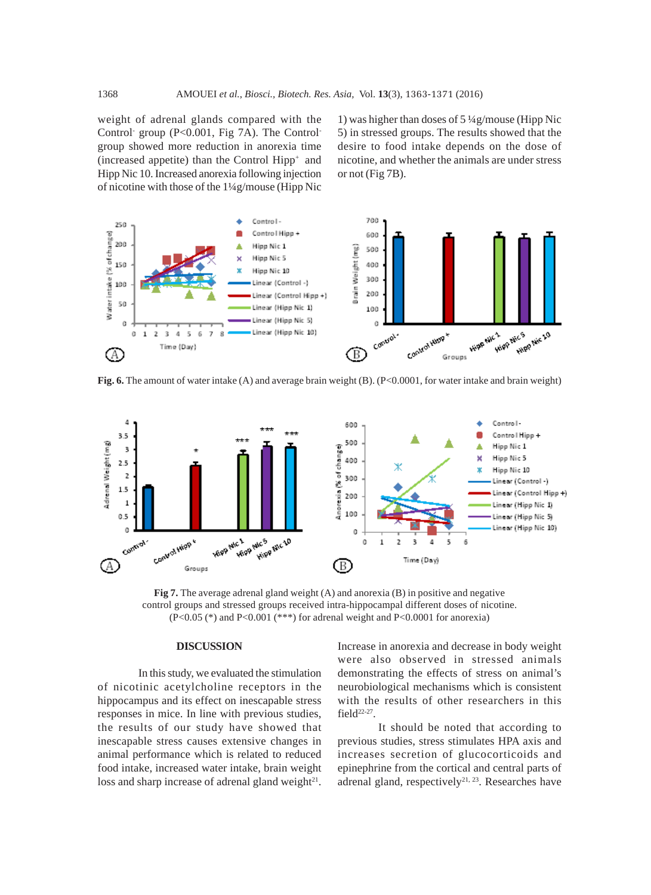weight of adrenal glands compared with the Control- group (P<0.001, Fig 7A). The Control- group showed more reduction in anorexia time (increased appetite) than the Control Hipp+ and Hipp Nic 10. Increased anorexia following injection of nicotine with those of the 1¼g/mouse (Hipp Nic 1) was higher than doses of 5 ¼g/mouse (Hipp Nic 5) in stressed groups. The results showed that the desire to food intake depends on the dose of nicotine, and whether the animals are under stress or not (Fig 7B).

**Fig. 6.** The amount of water intake (A) and average brain weight (B). (P<0.0001, for water intake and brain weight)

**Fig 7.** The average adrenal gland weight (A) and anorexia (B) in positive and negative control groups and stressed groups received intra-hippocampal different doses of nicotine. (P<0.05 (*) and P<0.001 (***) for adrenal weight and P<0.0001 for anorexia)

## DISCUSSION

In this study, we evaluated the stimulation of nicotinic acetylcholine receptors in the hippocampus and its effect on inescapable stress responses in mice. In line with previous studies, the results of our study have showed that inescapable stress causes extensive changes in animal performance which is related to reduced food intake, increased water intake, brain weight loss and sharp increase of adrenal gland weight[21]. Increase in anorexia and decrease in body weight were also observed in stressed animals demonstrating the effects of stress on animal's neurobiological mechanisms which is consistent with the results of other researchers in this field[22-27].

It should be noted that according to previous studies, stress stimulates HPA axis and increases secretion of glucocorticoids and epinephrine from the cortical and central parts of adrenal gland, respectively[21, 23]. Researches have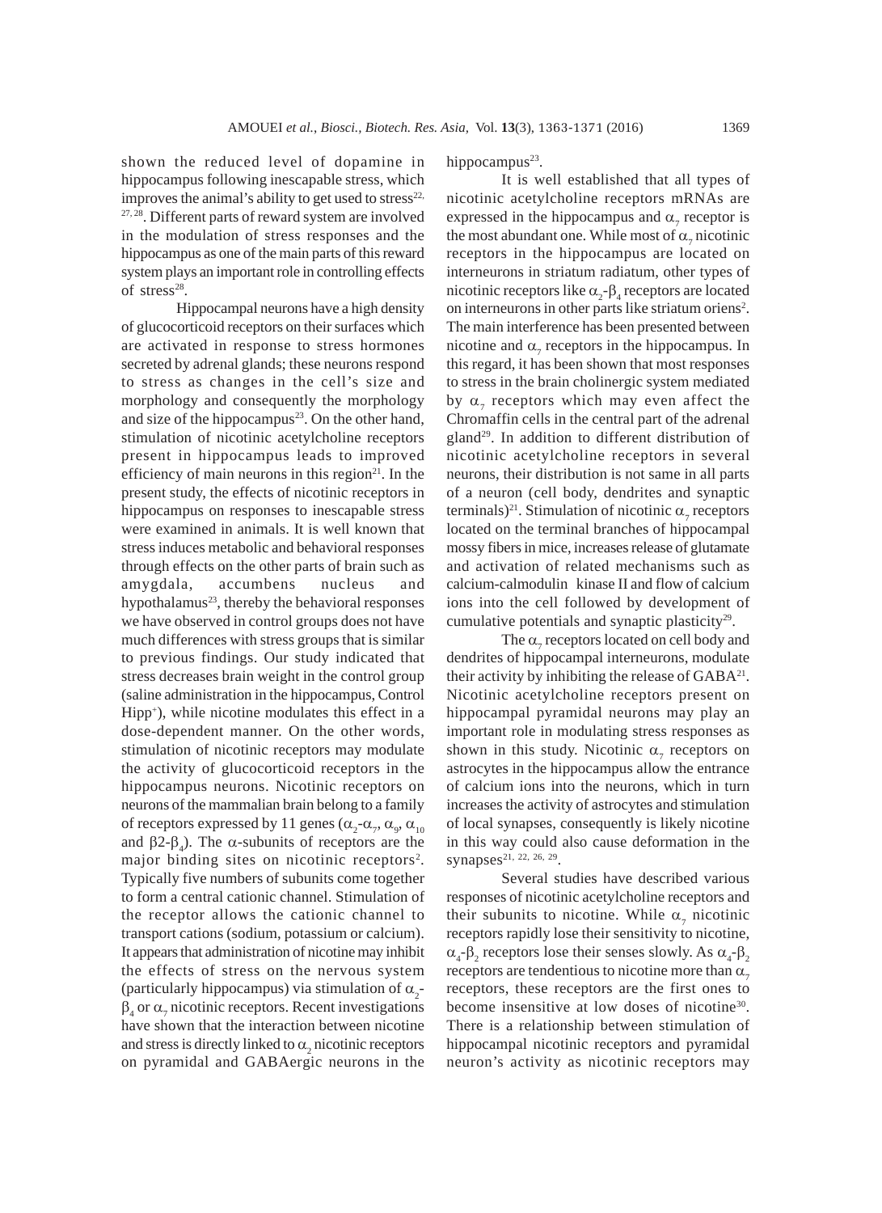shown the reduced level of dopamine in hippocampus following inescapable stress, which improves the animal's ability to get used to stress[22, 27, 28]. Different parts of reward system are involved in the modulation of stress responses and the hippocampus as one of the main parts of this reward system plays an important role in controlling effects of stress[28].

Hippocampal neurons have a high density of glucocorticoid receptors on their surfaces which are activated in response to stress hormones secreted by adrenal glands; these neurons respond to stress as changes in the cell's size and morphology and consequently the morphology and size of the hippocampus[23]. On the other hand, stimulation of nicotinic acetylcholine receptors present in hippocampus leads to improved efficiency of main neurons in this region[21]. In the present study, the effects of nicotinic receptors in hippocampus on responses to inescapable stress were examined in animals. It is well known that stress induces metabolic and behavioral responses through effects on the other parts of brain such as amygdala, accumbens nucleus and hypothalamus[23], thereby the behavioral responses we have observed in control groups does not have much differences with stress groups that is similar to previous findings. Our study indicated that stress decreases brain weight in the control group (saline administration in the hippocampus, Control Hipp$^{+}$), while nicotine modulates this effect in a dose-dependent manner. On the other words, stimulation of nicotinic receptors may modulate the activity of glucocorticoid receptors in the hippocampus neurons. Nicotinic receptors on neurons of the mammalian brain belong to a family of receptors expressed by 11 genes ($\alpha_2$-$\alpha_7$, $\alpha_9$, $\alpha_{10}$ and $\beta$2-$\beta_4$). The $\alpha$-subunits of receptors are the major binding sites on nicotinic receptors[2]. Typically five numbers of subunits come together to form a central cationic channel. Stimulation of the receptor allows the cationic channel to transport cations (sodium, potassium or calcium). It appears that administration of nicotine may inhibit the effects of stress on the nervous system (particularly hippocampus) via stimulation of $\alpha_2$-$\beta_4$ or $\alpha_7$ nicotinic receptors. Recent investigations have shown that the interaction between nicotine and stress is directly linked to $\alpha_2$ nicotinic receptors on pyramidal and GABAergic neurons in the hippocampus[23].

It is well established that all types of nicotinic acetylcholine receptors mRNAs are expressed in the hippocampus and $\alpha_7$ receptor is the most abundant one. While most of $\alpha_7$ nicotinic receptors in the hippocampus are located on interneurons in striatum radiatum, other types of nicotinic receptors like $\alpha_2$-$\beta_4$ receptors are located on interneurons in other parts like striatum oriens[2]. The main interference has been presented between nicotine and $\alpha_7$ receptors in the hippocampus. In this regard, it has been shown that most responses to stress in the brain cholinergic system mediated by $\alpha_7$ receptors which may even affect the Chromaffin cells in the central part of the adrenal gland[29]. In addition to different distribution of nicotinic acetylcholine receptors in several neurons, their distribution is not same in all parts of a neuron (cell body, dendrites and synaptic terminals)[21]. Stimulation of nicotinic $\alpha_7$ receptors located on the terminal branches of hippocampal mossy fibers in mice, increases release of glutamate and activation of related mechanisms such as calcium-calmodulin kinase II and flow of calcium ions into the cell followed by development of cumulative potentials and synaptic plasticity[29].

The $\alpha_7$ receptors located on cell body and dendrites of hippocampal interneurons, modulate their activity by inhibiting the release of GABA[21]. Nicotinic acetylcholine receptors present on hippocampal pyramidal neurons may play an important role in modulating stress responses as shown in this study. Nicotinic $\alpha_7$ receptors on astrocytes in the hippocampus allow the entrance of calcium ions into the neurons, which in turn increases the activity of astrocytes and stimulation of local synapses, consequently is likely nicotine in this way could also cause deformation in the synapses[21, 22, 26, 29].

Several studies have described various responses of nicotinic acetylcholine receptors and their subunits to nicotine. While $\alpha_7$ nicotinic receptors rapidly lose their sensitivity to nicotine, $\alpha_4$-$\beta_2$ receptors lose their senses slowly. As $\alpha_4$-$\beta_2$ receptors are tendentious to nicotine more than $\alpha_7$ receptors, these receptors are the first ones to become insensitive at low doses of nicotine[30]. There is a relationship between stimulation of hippocampal nicotinic receptors and pyramidal neuron's activity as nicotinic receptors may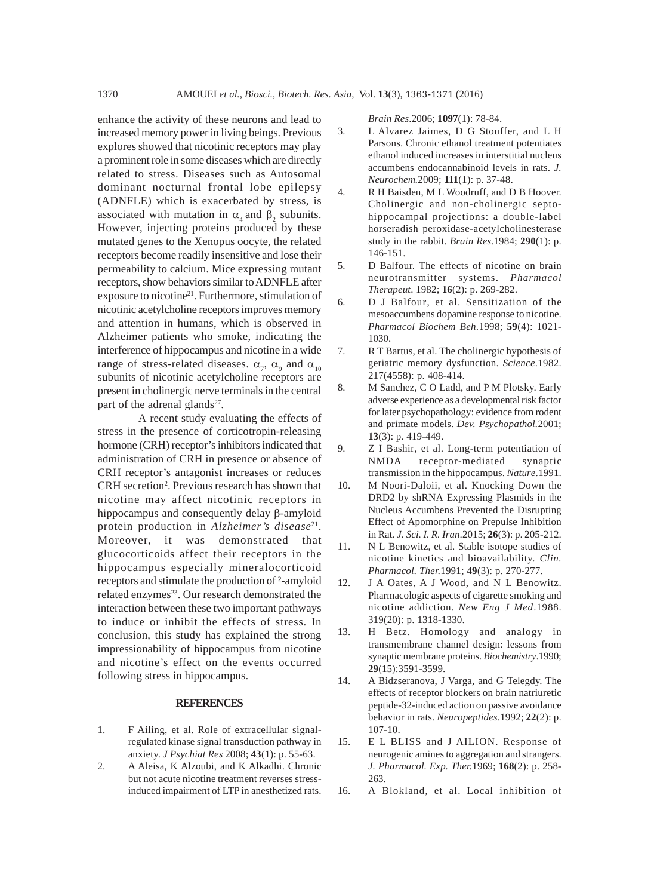enhance the activity of these neurons and lead to increased memory power in living beings. Previous explores showed that nicotinic receptors may play a prominent role in some diseases which are directly related to stress. Diseases such as Autosomal dominant nocturnal frontal lobe epilepsy (ADNFLE) which is exacerbated by stress, is associated with mutation in $\alpha_4$ and $\beta_2$ subunits. However, injecting proteins produced by these mutated genes to the Xenopus oocyte, the related receptors become readily insensitive and lose their permeability to calcium. Mice expressing mutant receptors, show behaviors similar to ADNFLE after exposure to nicotine[21]. Furthermore, stimulation of nicotinic acetylcholine receptors improves memory and attention in humans, which is observed in Alzheimer patients who smoke, indicating the interference of hippocampus and nicotine in a wide range of stress-related diseases. $\alpha_7$, $\alpha_9$ and $\alpha_{10}$ subunits of nicotinic acetylcholine receptors are present in cholinergic nerve terminals in the central part of the adrenal glands[27].

A recent study evaluating the effects of stress in the presence of corticotropin-releasing hormone (CRH) receptor's inhibitors indicated that administration of CRH in presence or absence of CRH receptor's antagonist increases or reduces CRH secretion[2]. Previous research has shown that nicotine may affect nicotinic receptors in hippocampus and consequently delay β-amyloid protein production in *Alzheimer's disease*[21]. Moreover, it was demonstrated that glucocorticoids affect their receptors in the hippocampus especially mineralocorticoid receptors and stimulate the production of ²-amyloid related enzymes[23]. Our research demonstrated the interaction between these two important pathways to induce or inhibit the effects of stress. In conclusion, this study has explained the strong impressionability of hippocampus from nicotine and nicotine's effect on the events occurred following stress in hippocampus.

## REFERENCES

1. F Ailing, et al. Role of extracellular signal-regulated kinase signal transduction pathway in anxiety. *J Psychiat Res* 2008; **43**(1): p. 55-63.
2. A Aleisa, K Alzoubi, and K Alkadhi. Chronic but not acute nicotine treatment reverses stress-induced impairment of LTP in anesthetized rats. *Brain Res*.2006; **1097**(1): 78-84.
3. L Alvarez Jaimes, D G Stouffer, and L H Parsons. Chronic ethanol treatment potentiates ethanol induced increases in interstitial nucleus accumbens endocannabinoid levels in rats. *J. Neurochem*.2009; **111**(1): p. 37-48.
4. R H Baisden, M L Woodruff, and D B Hoover. Cholinergic and non-cholinergic septo-hippocampal projections: a double-label horseradish peroxidase-acetylcholinesterase study in the rabbit. *Brain Res*.1984; **290**(1): p. 146-151.
5. D Balfour. The effects of nicotine on brain neurotransmitter systems. *Pharmacol Therapeut*. 1982; **16**(2): p. 269-282.
6. D J Balfour, et al. Sensitization of the mesoaccumbens dopamine response to nicotine. *Pharmacol Biochem Beh*.1998; **59**(4): 1021-1030.
7. R T Bartus, et al. The cholinergic hypothesis of geriatric memory dysfunction. *Science*.1982. 217(4558): p. 408-414.
8. M Sanchez, C O Ladd, and P M Plotsky. Early adverse experience as a developmental risk factor for later psychopathology: evidence from rodent and primate models. *Dev. Psychopathol*.2001; **13**(3): p. 419-449.
9. Z I Bashir, et al. Long-term potentiation of NMDA receptor-mediated synaptic transmission in the hippocampus. *Nature*.1991.
10. M Noori-Daloii, et al. Knocking Down the DRD2 by shRNA Expressing Plasmids in the Nucleus Accumbens Prevented the Disrupting Effect of Apomorphine on Prepulse Inhibition in Rat. *J. Sci. I. R. Iran*.2015; **26**(3): p. 205-212.
11. N L Benowitz, et al. Stable isotope studies of nicotine kinetics and bioavailability. *Clin. Pharmacol. Ther*.1991; **49**(3): p. 270-277.
12. J A Oates, A J Wood, and N L Benowitz. Pharmacologic aspects of cigarette smoking and nicotine addiction. *New Eng J Med*.1988. 319(20): p. 1318-1330.
13. H Betz. Homology and analogy in transmembrane channel design: lessons from synaptic membrane proteins. *Biochemistry*.1990; **29**(15):3591-3599.
14. A Bidzseranova, J Varga, and G Telegdy. The effects of receptor blockers on brain natriuretic peptide-32-induced action on passive avoidance behavior in rats. *Neuropeptides*.1992; **22**(2): p. 107-10.
15. E L BLISS and J AILION. Response of neurogenic amines to aggregation and strangers. *J. Pharmacol. Exp. Ther*.1969; **168**(2): p. 258-263.
16. A Blokland, et al. Local inhibition of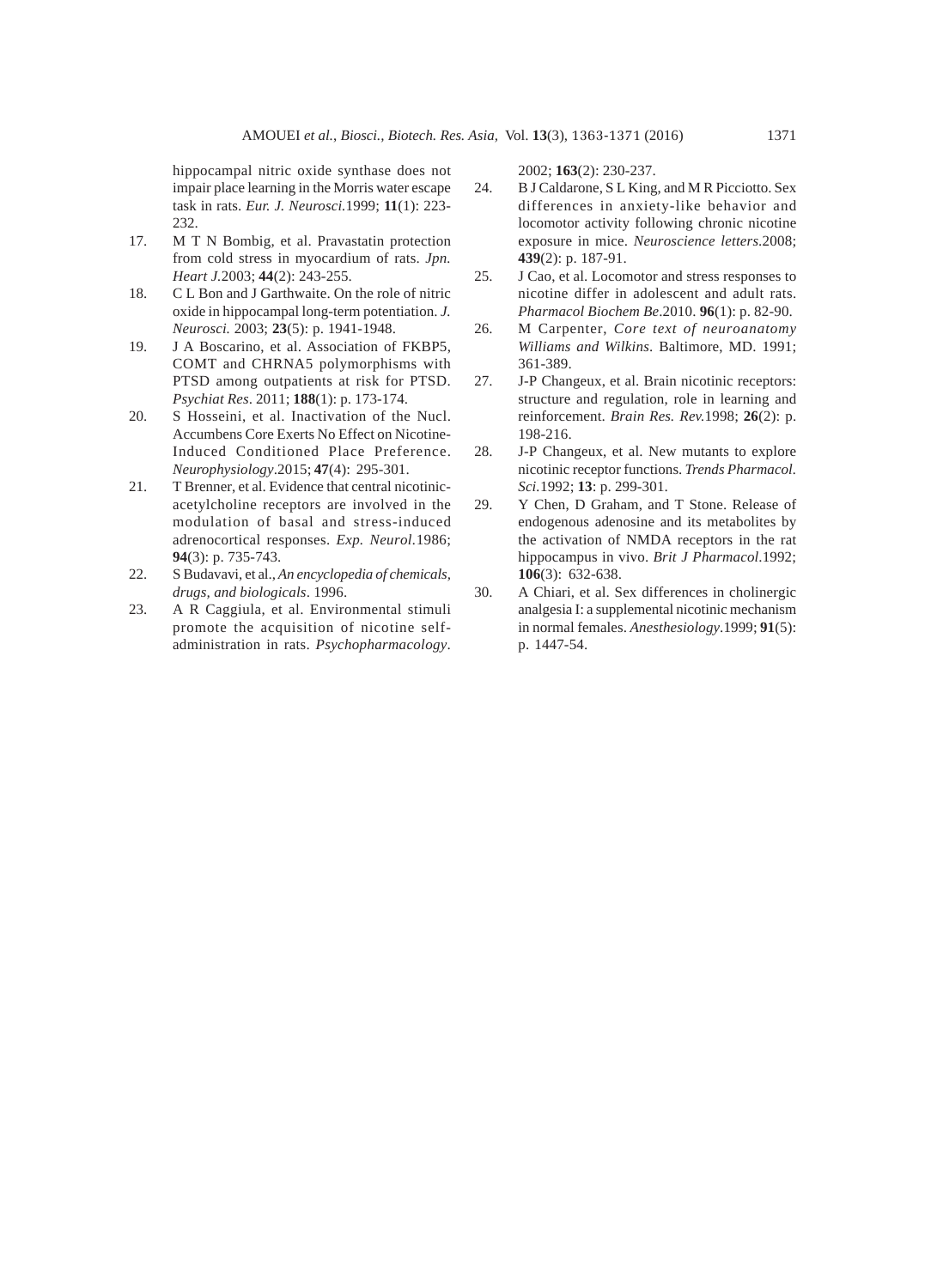hippocampal nitric oxide synthase does not impair place learning in the Morris water escape task in rats. *Eur. J. Neurosci.*1999; **11**(1): 223-232.

17. M T N Bombig, et al. Pravastatin protection from cold stress in myocardium of rats. *Jpn. Heart J.*2003; **44**(2): 243-255.
18. C L Bon and J Garthwaite. On the role of nitric oxide in hippocampal long-term potentiation. *J. Neurosci.* 2003; **23**(5): p. 1941-1948.
19. J A Boscarino, et al. Association of FKBP5, COMT and CHRNA5 polymorphisms with PTSD among outpatients at risk for PTSD. *Psychiat Res*. 2011; **188**(1): p. 173-174.
20. S Hosseini, et al. Inactivation of the Nucl. Accumbens Core Exerts No Effect on Nicotine-Induced Conditioned Place Preference. *Neurophysiology*.2015; **47**(4): 295-301.
21. T Brenner, et al. Evidence that central nicotinic-acetylcholine receptors are involved in the modulation of basal and stress-induced adrenocortical responses. *Exp. Neurol.*1986; **94**(3): p. 735-743.
22. S Budavavi, et al., *An encyclopedia of chemicals, drugs, and biologicals*. 1996.
23. A R Caggiula, et al. Environmental stimuli promote the acquisition of nicotine self-administration in rats. *Psychopharmacology*. 2002; **163**(2): 230-237.
24. B J Caldarone, S L King, and M R Picciotto. Sex differences in anxiety-like behavior and locomotor activity following chronic nicotine exposure in mice. *Neuroscience letters*.2008; **439**(2): p. 187-91.
25. J Cao, et al. Locomotor and stress responses to nicotine differ in adolescent and adult rats. *Pharmacol Biochem Be*.2010. **96**(1): p. 82-90.
26. M Carpenter, *Core text of neuroanatomy Williams and Wilkins*. Baltimore, MD. 1991; 361-389.
27. J-P Changeux, et al. Brain nicotinic receptors: structure and regulation, role in learning and reinforcement. *Brain Res. Rev.*1998; **26**(2): p. 198-216.
28. J-P Changeux, et al. New mutants to explore nicotinic receptor functions. *Trends Pharmacol. Sci.*1992; **13**: p. 299-301.
29. Y Chen, D Graham, and T Stone. Release of endogenous adenosine and its metabolites by the activation of NMDA receptors in the rat hippocampus in vivo. *Brit J Pharmacol*.1992; **106**(3): 632-638.
30. A Chiari, et al. Sex differences in cholinergic analgesia I: a supplemental nicotinic mechanism in normal females. *Anesthesiology*.1999; **91**(5): p. 1447-54.